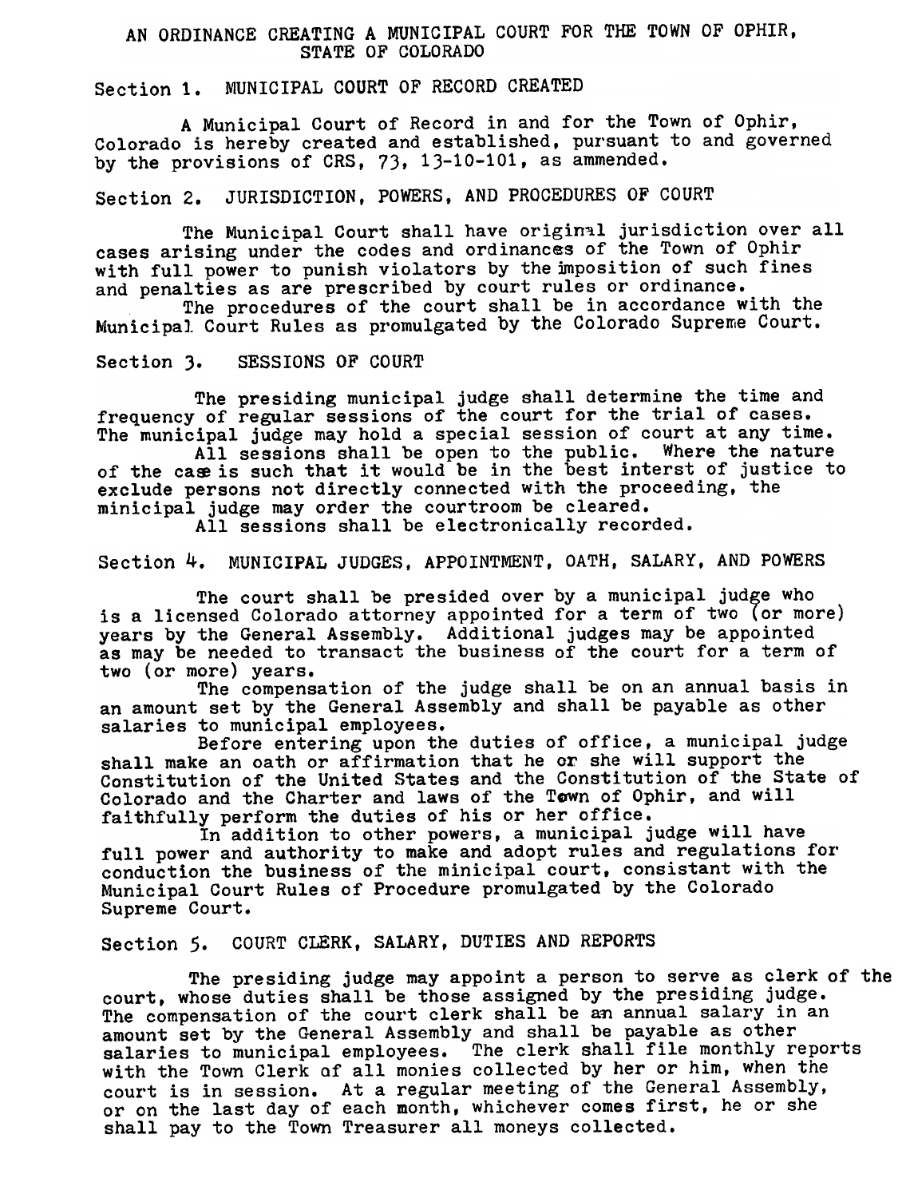# AN ORDINANCE CREATING A MUNICIPAL COURT FOR THE TOWN OF OPHIR, STATE OF COLORADO

## Section 1. MUNICIPAL COURT OF RECORD CREATED

A Municipal Court of Record in and for the Town of Ophir, Colorado is hereby created and established, pursuant to and governed by the provisions of CRS, 73, 13-10-101, as ammended.

## Section 2. JURISDICTION, POWERS, AND PROCEDURES OF COURT

The Municipal Court shall have original jurisdiction over all cases arising under the codes and ordinances of the Town of Ophir with full power to punish violators by the imposition of such fines and penalties as are prescribed by court rules or ordinance.

The procedures of the court shall be in accordance with the Municipal Court Rules as promulgated by the Colorado Supreme Court.

## Section 3. SESSIONS OF COURT

The presiding municipal judge shall determine the time and frequency of regular sessions of the court for the trial of cases. The municipal judge may hold a special session of court at any time.

All sessions shall be open to the public. Where the nature of the case is such that it would be in the best interst of justice to exclude persons not directly connected with the proceeding, the minicipal judge may order the courtroom be cleared.

All sessions shall be electronically recorded.

## Section 4. MUNICIPAL JUDGES, APPOINTMENT, OATH, SALARY, AND POWERS

The court shall be presided over by a municipal judge who is a licensed Colorado attorney appointed for a term of two (or more) years by the General Assembly. Additional judges may be appointed as may be needed to transact the business of the court for a term of two (or more) years.

The compensation of the judge shall be on an annual basis in an amount set by the General Assembly and shall be payable as other salaries to municipal employees.

Before entering upon the duties of office, a municipal judge shall make an oath or affirmation that he or she will support the Constitution of the United States and the Constitution of the State of Colorado and the Charter and laws of the Town of Ophir, and will faithfully perform the duties of his or her office.

In addition to other powers, a municipal judge will have full power and authority to make and adopt rules and regulations for conduction the business of the minicipal court, consistant with the Municipal Court Rules of Procedure promulgated by the Colorado Supreme Court.

## Section 5. COURT CLERK, SALARY, DUTIES AND REPORTS

The presiding judge may appoint a person to serve as clerk of the court, whose duties shall be those assigned by the presiding judge. The compensation of the court clerk shall be an annual salary in an amount set by the General Assembly and shall be payable as other salaries to municipal employees. The clerk shall file monthly reports with the Town Clerk of all monies collected by her or him, when the court is in session. At a regular meeting of the General Assembly, or on the last day of each month, whichever comes first, he or she shall pay to the Town Treasurer all moneys collected.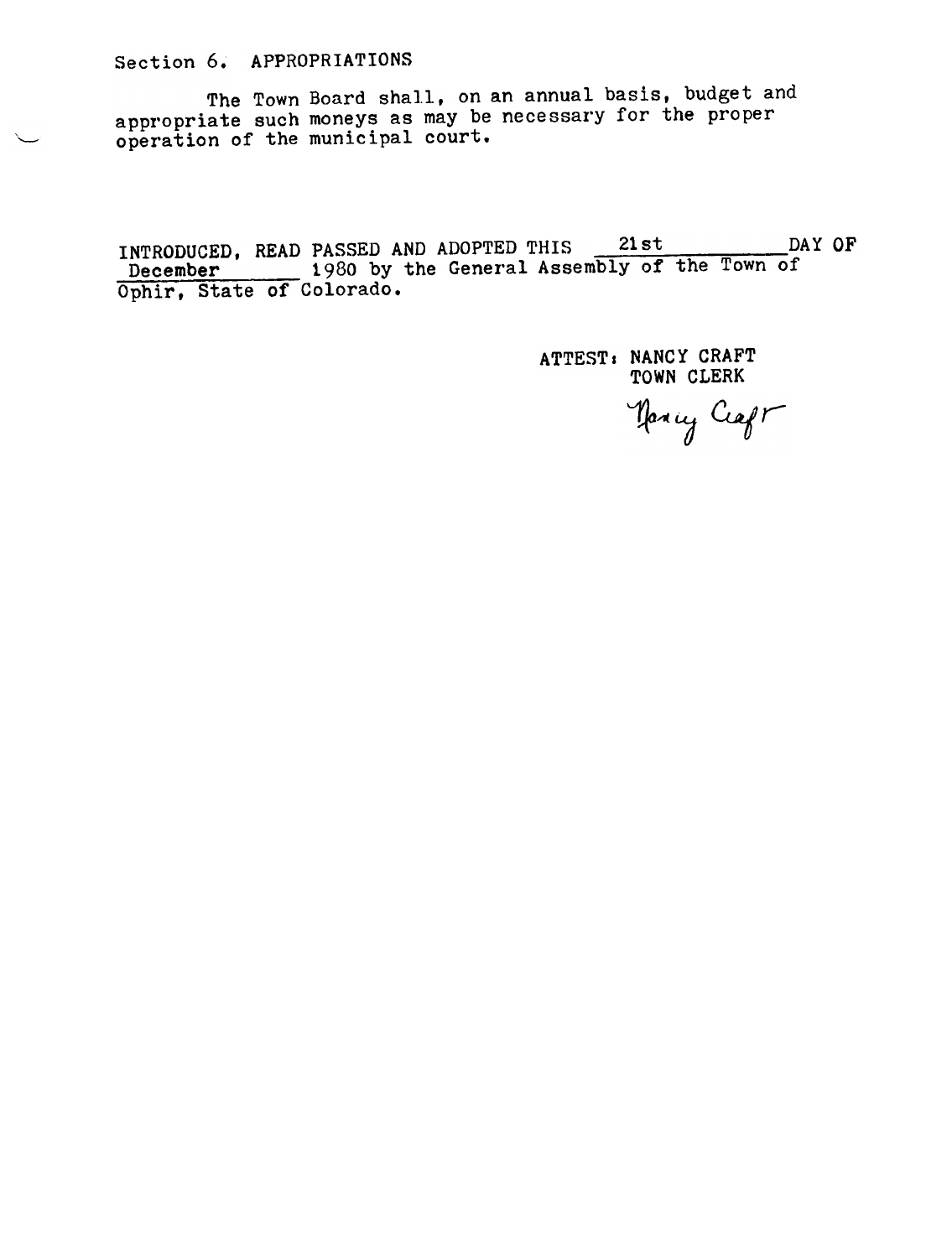Section 6. APPROPRIATIONS

The Town Board shall, on an annual basis, budget and appropriate such moneys as may be necessary for the proper operation of the municipal court.

INTRODUCED, READ PASSED AND ADOPTED THIS 21st DAY OF December 1980 by the General Assembly of the Town of Ophir, State of Colorado.

ATTEST: NANCY CRAFT
TOWN CLERK

Nancy Craft